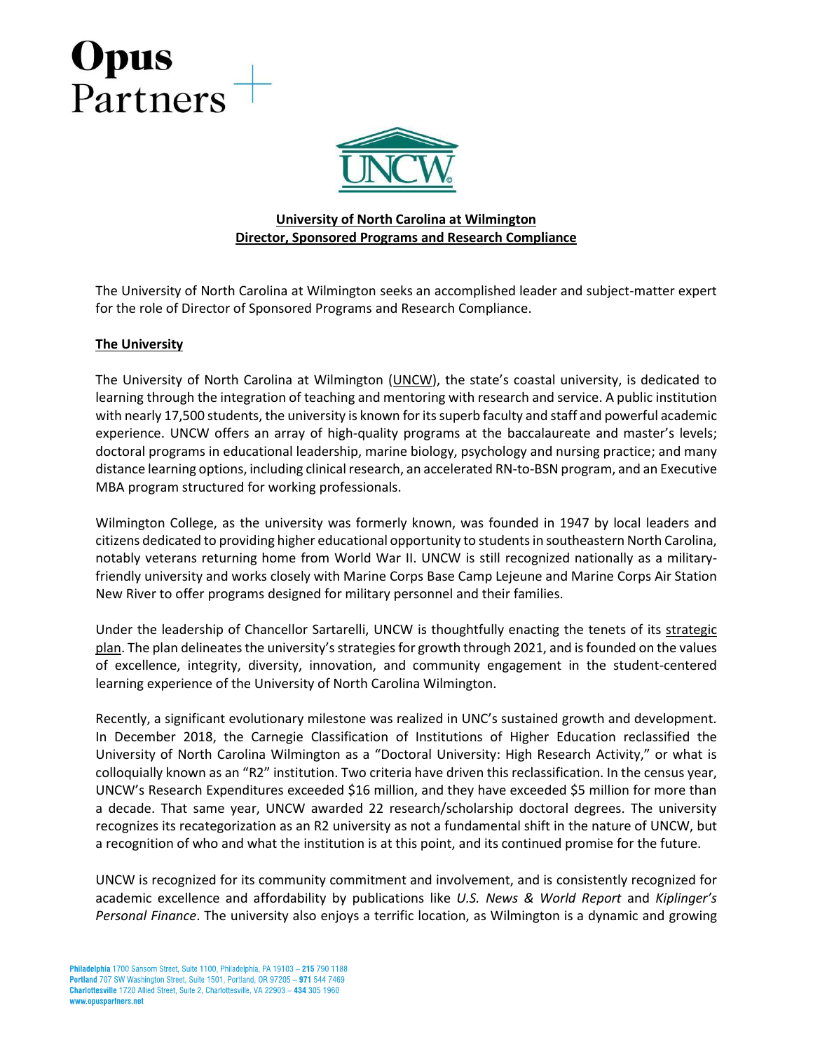**University of North Carolina at Wilmington**
**Director, Sponsored Programs and Research Compliance**

The University of North Carolina at Wilmington seeks an accomplished leader and subject-matter expert for the role of Director of Sponsored Programs and Research Compliance.

## The University

The University of North Carolina at Wilmington (UNCW), the state's coastal university, is dedicated to learning through the integration of teaching and mentoring with research and service. A public institution with nearly 17,500 students, the university is known for its superb faculty and staff and powerful academic experience. UNCW offers an array of high-quality programs at the baccalaureate and master's levels; doctoral programs in educational leadership, marine biology, psychology and nursing practice; and many distance learning options, including clinical research, an accelerated RN-to-BSN program, and an Executive MBA program structured for working professionals.

Wilmington College, as the university was formerly known, was founded in 1947 by local leaders and citizens dedicated to providing higher educational opportunity to students in southeastern North Carolina, notably veterans returning home from World War II. UNCW is still recognized nationally as a military-friendly university and works closely with Marine Corps Base Camp Lejeune and Marine Corps Air Station New River to offer programs designed for military personnel and their families.

Under the leadership of Chancellor Sartarelli, UNCW is thoughtfully enacting the tenets of its strategic plan. The plan delineates the university's strategies for growth through 2021, and is founded on the values of excellence, integrity, diversity, innovation, and community engagement in the student-centered learning experience of the University of North Carolina Wilmington.

Recently, a significant evolutionary milestone was realized in UNC's sustained growth and development. In December 2018, the Carnegie Classification of Institutions of Higher Education reclassified the University of North Carolina Wilmington as a "Doctoral University: High Research Activity," or what is colloquially known as an "R2" institution. Two criteria have driven this reclassification. In the census year, UNCW's Research Expenditures exceeded $16 million, and they have exceeded $5 million for more than a decade. That same year, UNCW awarded 22 research/scholarship doctoral degrees. The university recognizes its recategorization as an R2 university as not a fundamental shift in the nature of UNCW, but a recognition of who and what the institution is at this point, and its continued promise for the future.

UNCW is recognized for its community commitment and involvement, and is consistently recognized for academic excellence and affordability by publications like *U.S. News & World Report* and *Kiplinger's Personal Finance*. The university also enjoys a terrific location, as Wilmington is a dynamic and growing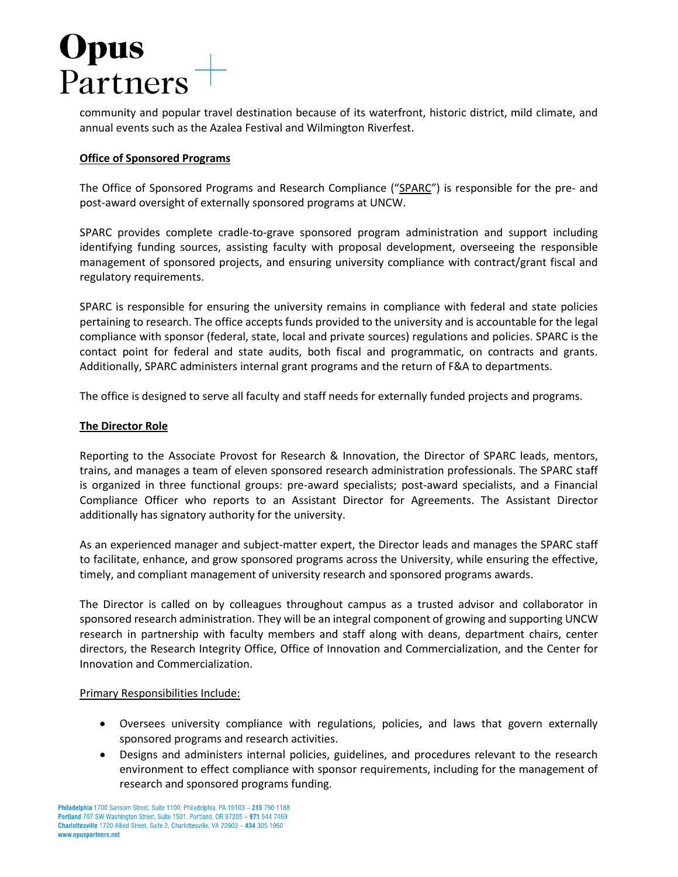community and popular travel destination because of its waterfront, historic district, mild climate, and annual events such as the Azalea Festival and Wilmington Riverfest.

**Office of Sponsored Programs**

The Office of Sponsored Programs and Research Compliance ("SPARC") is responsible for the pre- and post-award oversight of externally sponsored programs at UNCW.

SPARC provides complete cradle-to-grave sponsored program administration and support including identifying funding sources, assisting faculty with proposal development, overseeing the responsible management of sponsored projects, and ensuring university compliance with contract/grant fiscal and regulatory requirements.

SPARC is responsible for ensuring the university remains in compliance with federal and state policies pertaining to research. The office accepts funds provided to the university and is accountable for the legal compliance with sponsor (federal, state, local and private sources) regulations and policies. SPARC is the contact point for federal and state audits, both fiscal and programmatic, on contracts and grants. Additionally, SPARC administers internal grant programs and the return of F&A to departments.

The office is designed to serve all faculty and staff needs for externally funded projects and programs.

**The Director Role**

Reporting to the Associate Provost for Research & Innovation, the Director of SPARC leads, mentors, trains, and manages a team of eleven sponsored research administration professionals. The SPARC staff is organized in three functional groups: pre-award specialists; post-award specialists, and a Financial Compliance Officer who reports to an Assistant Director for Agreements. The Assistant Director additionally has signatory authority for the university.

As an experienced manager and subject-matter expert, the Director leads and manages the SPARC staff to facilitate, enhance, and grow sponsored programs across the University, while ensuring the effective, timely, and compliant management of university research and sponsored programs awards.

The Director is called on by colleagues throughout campus as a trusted advisor and collaborator in sponsored research administration. They will be an integral component of growing and supporting UNCW research in partnership with faculty members and staff along with deans, department chairs, center directors, the Research Integrity Office, Office of Innovation and Commercialization, and the Center for Innovation and Commercialization.

Primary Responsibilities Include:

- Oversees university compliance with regulations, policies, and laws that govern externally sponsored programs and research activities.
- Designs and administers internal policies, guidelines, and procedures relevant to the research environment to effect compliance with sponsor requirements, including for the management of research and sponsored programs funding.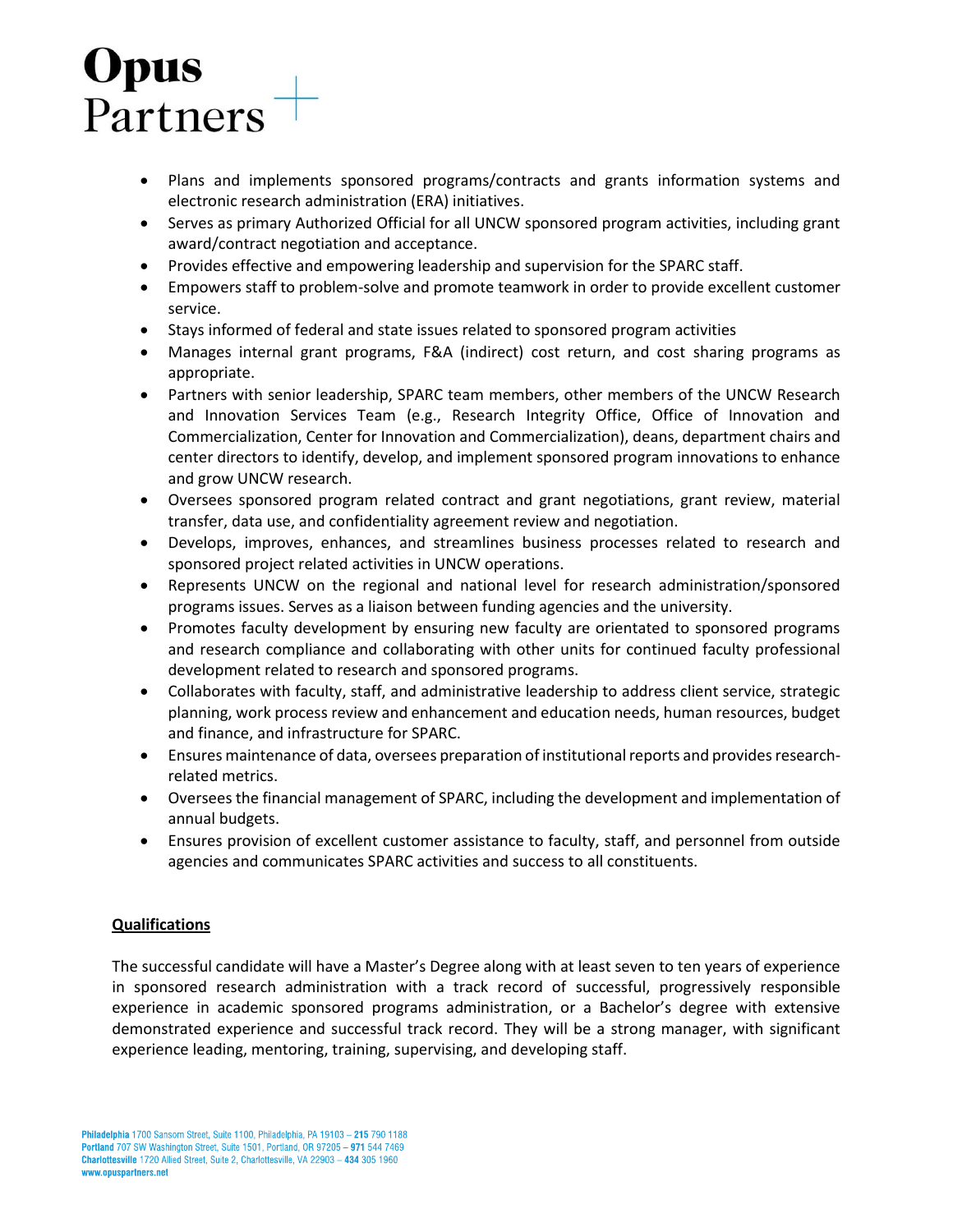- Plans and implements sponsored programs/contracts and grants information systems and electronic research administration (ERA) initiatives.
- Serves as primary Authorized Official for all UNCW sponsored program activities, including grant award/contract negotiation and acceptance.
- Provides effective and empowering leadership and supervision for the SPARC staff.
- Empowers staff to problem-solve and promote teamwork in order to provide excellent customer service.
- Stays informed of federal and state issues related to sponsored program activities
- Manages internal grant programs, F&A (indirect) cost return, and cost sharing programs as appropriate.
- Partners with senior leadership, SPARC team members, other members of the UNCW Research and Innovation Services Team (e.g., Research Integrity Office, Office of Innovation and Commercialization, Center for Innovation and Commercialization), deans, department chairs and center directors to identify, develop, and implement sponsored program innovations to enhance and grow UNCW research.
- Oversees sponsored program related contract and grant negotiations, grant review, material transfer, data use, and confidentiality agreement review and negotiation.
- Develops, improves, enhances, and streamlines business processes related to research and sponsored project related activities in UNCW operations.
- Represents UNCW on the regional and national level for research administration/sponsored programs issues. Serves as a liaison between funding agencies and the university.
- Promotes faculty development by ensuring new faculty are orientated to sponsored programs and research compliance and collaborating with other units for continued faculty professional development related to research and sponsored programs.
- Collaborates with faculty, staff, and administrative leadership to address client service, strategic planning, work process review and enhancement and education needs, human resources, budget and finance, and infrastructure for SPARC.
- Ensures maintenance of data, oversees preparation of institutional reports and provides research-related metrics.
- Oversees the financial management of SPARC, including the development and implementation of annual budgets.
- Ensures provision of excellent customer assistance to faculty, staff, and personnel from outside agencies and communicates SPARC activities and success to all constituents.

## Qualifications

The successful candidate will have a Master's Degree along with at least seven to ten years of experience in sponsored research administration with a track record of successful, progressively responsible experience in academic sponsored programs administration, or a Bachelor's degree with extensive demonstrated experience and successful track record. They will be a strong manager, with significant experience leading, mentoring, training, supervising, and developing staff.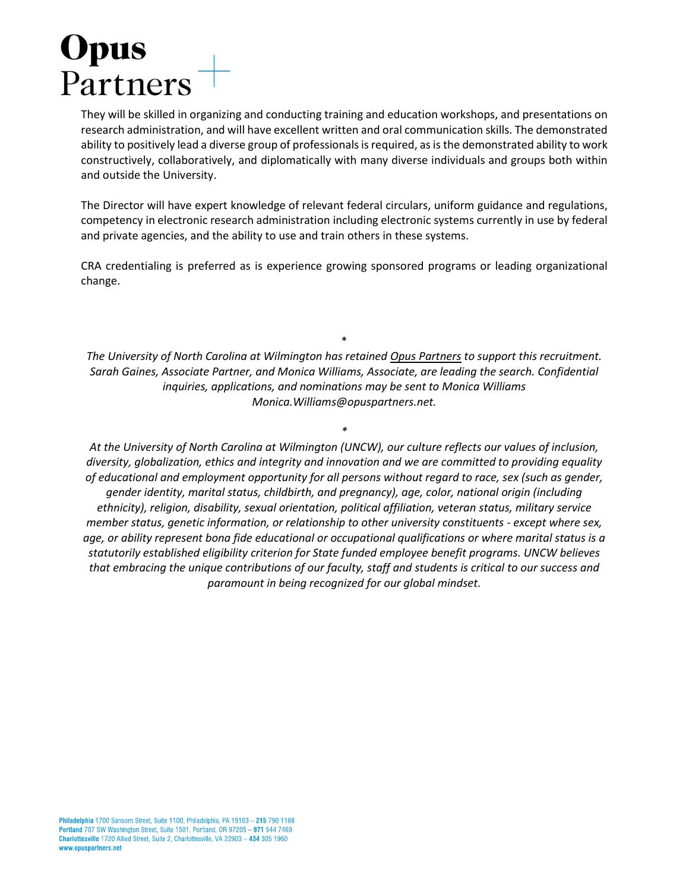They will be skilled in organizing and conducting training and education workshops, and presentations on research administration, and will have excellent written and oral communication skills. The demonstrated ability to positively lead a diverse group of professionals is required, as is the demonstrated ability to work constructively, collaboratively, and diplomatically with many diverse individuals and groups both within and outside the University.

The Director will have expert knowledge of relevant federal circulars, uniform guidance and regulations, competency in electronic research administration including electronic systems currently in use by federal and private agencies, and the ability to use and train others in these systems.

CRA credentialing is preferred as is experience growing sponsored programs or leading organizational change.

*

*The University of North Carolina at Wilmington has retained Opus Partners to support this recruitment. Sarah Gaines, Associate Partner, and Monica Williams, Associate, are leading the search. Confidential inquiries, applications, and nominations may be sent to Monica Williams Monica.Williams@opuspartners.net.*

*

*At the University of North Carolina at Wilmington (UNCW), our culture reflects our values of inclusion, diversity, globalization, ethics and integrity and innovation and we are committed to providing equality of educational and employment opportunity for all persons without regard to race, sex (such as gender, gender identity, marital status, childbirth, and pregnancy), age, color, national origin (including ethnicity), religion, disability, sexual orientation, political affiliation, veteran status, military service member status, genetic information, or relationship to other university constituents - except where sex, age, or ability represent bona fide educational or occupational qualifications or where marital status is a statutorily established eligibility criterion for State funded employee benefit programs. UNCW believes that embracing the unique contributions of our faculty, staff and students is critical to our success and paramount in being recognized for our global mindset.*